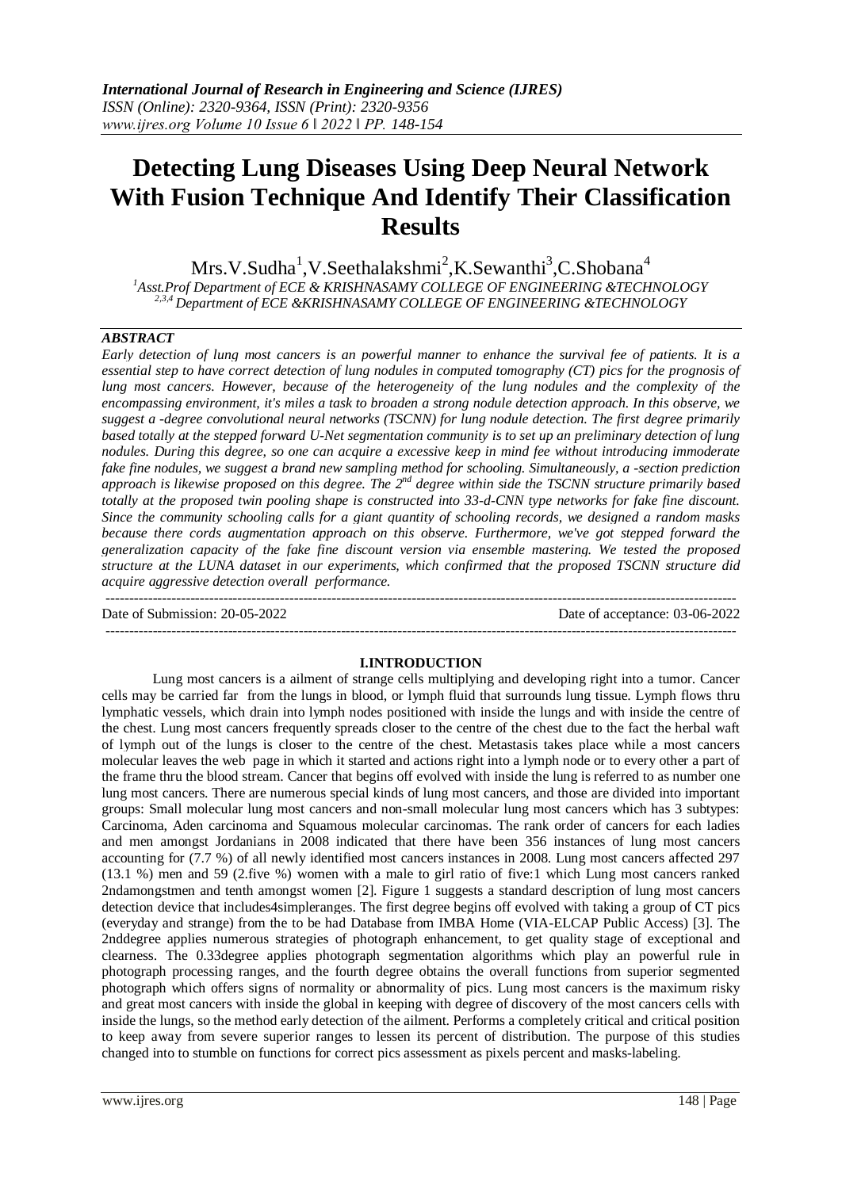# Detecting Lung Diseases Using Deep Neural Network With Fusion Technique And Identify Their Classification Results

Mrs.V.Sudha[1],V.Seethalakshmi[2],K.Sewanthi[3],C.Shobana[4]

[1]Asst.Prof Department of ECE & KRISHNASAMY COLLEGE OF ENGINEERING &TECHNOLOGY

[2,3,4] Department of ECE &KRISHNASAMY COLLEGE OF ENGINEERING &TECHNOLOGY

## ABSTRACT

*Early detection of lung most cancers is an powerful manner to enhance the survival fee of patients. It is a essential step to have correct detection of lung nodules in computed tomography (CT) pics for the prognosis of lung most cancers. However, because of the heterogeneity of the lung nodules and the complexity of the encompassing environment, it's miles a task to broaden a strong nodule detection approach. In this observe, we suggest a -degree convolutional neural networks (TSCNN) for lung nodule detection. The first degree primarily based totally at the stepped forward U-Net segmentation community is to set up an preliminary detection of lung nodules. During this degree, so one can acquire a excessive keep in mind fee without introducing immoderate fake fine nodules, we suggest a brand new sampling method for schooling. Simultaneously, a -section prediction approach is likewise proposed on this degree. The 2nd degree within side the TSCNN structure primarily based totally at the proposed twin pooling shape is constructed into 33-d-CNN type networks for fake fine discount. Since the community schooling calls for a giant quantity of schooling records, we designed a random masks because there cords augmentation approach on this observe. Furthermore, we've got stepped forward the generalization capacity of the fake fine discount version via ensemble mastering. We tested the proposed structure at the LUNA dataset in our experiments, which confirmed that the proposed TSCNN structure did acquire aggressive detection overall performance.*

Date of Submission: 20-05-2022 — Date of acceptance: 03-06-2022

## I.INTRODUCTION

Lung most cancers is a ailment of strange cells multiplying and developing right into a tumor. Cancer cells may be carried far from the lungs in blood, or lymph fluid that surrounds lung tissue. Lymph flows thru lymphatic vessels, which drain into lymph nodes positioned with inside the lungs and with inside the centre of the chest. Lung most cancers frequently spreads closer to the centre of the chest due to the fact the herbal waft of lymph out of the lungs is closer to the centre of the chest. Metastasis takes place while a most cancers molecular leaves the web page in which it started and actions right into a lymph node or to every other a part of the frame thru the blood stream. Cancer that begins off evolved with inside the lung is referred to as number one lung most cancers. There are numerous special kinds of lung most cancers, and those are divided into important groups: Small molecular lung most cancers and non-small molecular lung most cancers which has 3 subtypes: Carcinoma, Aden carcinoma and Squamous molecular carcinomas. The rank order of cancers for each ladies and men amongst Jordanians in 2008 indicated that there have been 356 instances of lung most cancers accounting for (7.7 %) of all newly identified most cancers instances in 2008. Lung most cancers affected 297 (13.1 %) men and 59 (2.five %) women with a male to girl ratio of five:1 which Lung most cancers ranked 2ndamongstmen and tenth amongst women [2]. Figure 1 suggests a standard description of lung most cancers detection device that includes4simpleranges. The first degree begins off evolved with taking a group of CT pics (everyday and strange) from the to be had Database from IMBA Home (VIA-ELCAP Public Access) [3]. The 2nddegree applies numerous strategies of photograph enhancement, to get quality stage of exceptional and clearness. The 0.33degree applies photograph segmentation algorithms which play an powerful rule in photograph processing ranges, and the fourth degree obtains the overall functions from superior segmented photograph which offers signs of normality or abnormality of pics. Lung most cancers is the maximum risky and great most cancers with inside the global in keeping with degree of discovery of the most cancers cells with inside the lungs, so the method early detection of the ailment. Performs a completely critical and critical position to keep away from severe superior ranges to lessen its percent of distribution. The purpose of this studies changed into to stumble on functions for correct pics assessment as pixels percent and masks-labeling.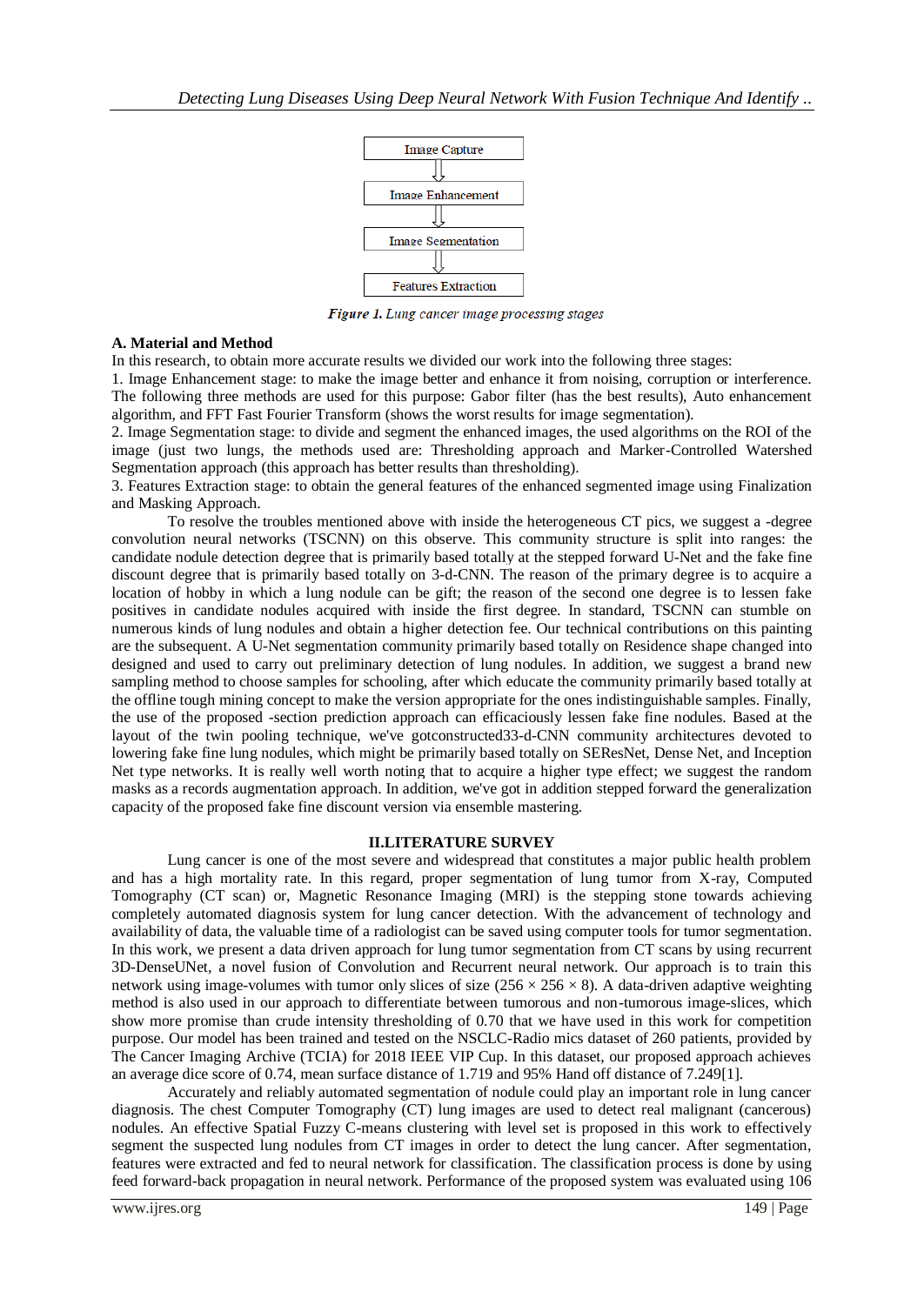Image Capture

⇩

Image Enhancement

⇩

Image Segmentation

⇩

Features Extraction

***Figure 1.*** *Lung cancer image processing stages*

**A. Material and Method**

In this research, to obtain more accurate results we divided our work into the following three stages:

1. Image Enhancement stage: to make the image better and enhance it from noising, corruption or interference. The following three methods are used for this purpose: Gabor filter (has the best results), Auto enhancement algorithm, and FFT Fast Fourier Transform (shows the worst results for image segmentation).
2. Image Segmentation stage: to divide and segment the enhanced images, the used algorithms on the ROI of the image (just two lungs, the methods used are: Thresholding approach and Marker-Controlled Watershed Segmentation approach (this approach has better results than thresholding).
3. Features Extraction stage: to obtain the general features of the enhanced segmented image using Finalization and Masking Approach.

To resolve the troubles mentioned above with inside the heterogeneous CT pics, we suggest a -degree convolution neural networks (TSCNN) on this observe. This community structure is split into ranges: the candidate nodule detection degree that is primarily based totally at the stepped forward U-Net and the fake fine discount degree that is primarily based totally on 3-d-CNN. The reason of the primary degree is to acquire a location of hobby in which a lung nodule can be gift; the reason of the second one degree is to lessen fake positives in candidate nodules acquired with inside the first degree. In standard, TSCNN can stumble on numerous kinds of lung nodules and obtain a higher detection fee. Our technical contributions on this painting are the subsequent. A U-Net segmentation community primarily based totally on Residence shape changed into designed and used to carry out preliminary detection of lung nodules. In addition, we suggest a brand new sampling method to choose samples for schooling, after which educate the community primarily based totally at the offline tough mining concept to make the version appropriate for the ones indistinguishable samples. Finally, the use of the proposed -section prediction approach can efficaciously lessen fake fine nodules. Based at the layout of the twin pooling technique, we've gotconstructed33-d-CNN community architectures devoted to lowering fake fine lung nodules, which might be primarily based totally on SEResNet, Dense Net, and Inception Net type networks. It is really well worth noting that to acquire a higher type effect; we suggest the random masks as a records augmentation approach. In addition, we've got in addition stepped forward the generalization capacity of the proposed fake fine discount version via ensemble mastering.

## II.LITERATURE SURVEY

Lung cancer is one of the most severe and widespread that constitutes a major public health problem and has a high mortality rate. In this regard, proper segmentation of lung tumor from X-ray, Computed Tomography (CT scan) or, Magnetic Resonance Imaging (MRI) is the stepping stone towards achieving completely automated diagnosis system for lung cancer detection. With the advancement of technology and availability of data, the valuable time of a radiologist can be saved using computer tools for tumor segmentation. In this work, we present a data driven approach for lung tumor segmentation from CT scans by using recurrent 3D-DenseUNet, a novel fusion of Convolution and Recurrent neural network. Our approach is to train this network using image-volumes with tumor only slices of size ($256 \times 256 \times 8$). A data-driven adaptive weighting method is also used in our approach to differentiate between tumorous and non-tumorous image-slices, which show more promise than crude intensity thresholding of 0.70 that we have used in this work for competition purpose. Our model has been trained and tested on the NSCLC-Radio mics dataset of 260 patients, provided by The Cancer Imaging Archive (TCIA) for 2018 IEEE VIP Cup. In this dataset, our proposed approach achieves an average dice score of 0.74, mean surface distance of 1.719 and 95% Hand off distance of 7.249[1].

Accurately and reliably automated segmentation of nodule could play an important role in lung cancer diagnosis. The chest Computer Tomography (CT) lung images are used to detect real malignant (cancerous) nodules. An effective Spatial Fuzzy C-means clustering with level set is proposed in this work to effectively segment the suspected lung nodules from CT images in order to detect the lung cancer. After segmentation, features were extracted and fed to neural network for classification. The classification process is done by using feed forward-back propagation in neural network. Performance of the proposed system was evaluated using 106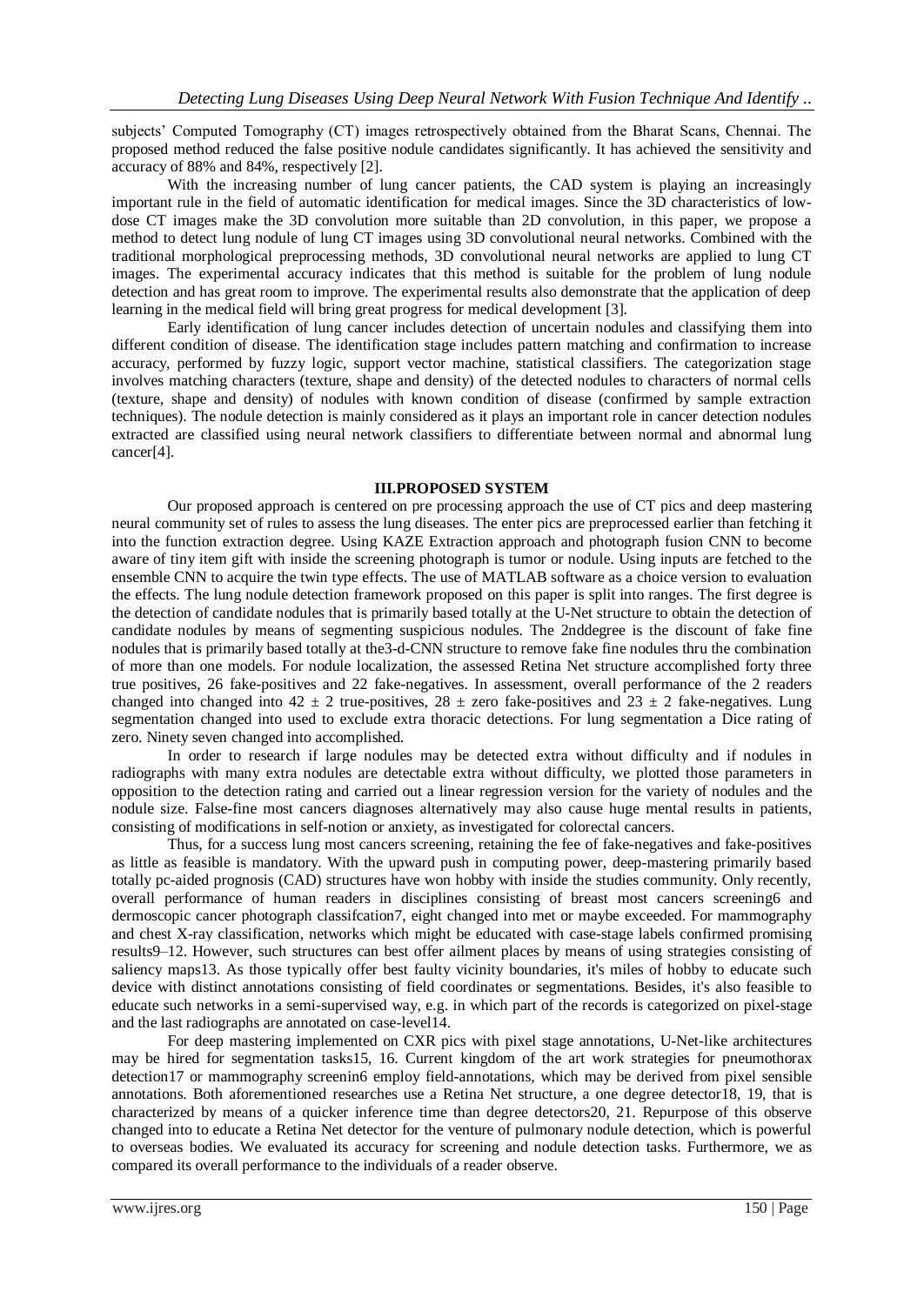subjects' Computed Tomography (CT) images retrospectively obtained from the Bharat Scans, Chennai. The proposed method reduced the false positive nodule candidates significantly. It has achieved the sensitivity and accuracy of 88% and 84%, respectively [2].

With the increasing number of lung cancer patients, the CAD system is playing an increasingly important rule in the field of automatic identification for medical images. Since the 3D characteristics of low-dose CT images make the 3D convolution more suitable than 2D convolution, in this paper, we propose a method to detect lung nodule of lung CT images using 3D convolutional neural networks. Combined with the traditional morphological preprocessing methods, 3D convolutional neural networks are applied to lung CT images. The experimental accuracy indicates that this method is suitable for the problem of lung nodule detection and has great room to improve. The experimental results also demonstrate that the application of deep learning in the medical field will bring great progress for medical development [3].

Early identification of lung cancer includes detection of uncertain nodules and classifying them into different condition of disease. The identification stage includes pattern matching and confirmation to increase accuracy, performed by fuzzy logic, support vector machine, statistical classifiers. The categorization stage involves matching characters (texture, shape and density) of the detected nodules to characters of normal cells (texture, shape and density) of nodules with known condition of disease (confirmed by sample extraction techniques). The nodule detection is mainly considered as it plays an important role in cancer detection nodules extracted are classified using neural network classifiers to differentiate between normal and abnormal lung cancer[4].

## III.PROPOSED SYSTEM

Our proposed approach is centered on pre processing approach the use of CT pics and deep mastering neural community set of rules to assess the lung diseases. The enter pics are preprocessed earlier than fetching it into the function extraction degree. Using KAZE Extraction approach and photograph fusion CNN to become aware of tiny item gift with inside the screening photograph is tumor or nodule. Using inputs are fetched to the ensemble CNN to acquire the twin type effects. The use of MATLAB software as a choice version to evaluation the effects. The lung nodule detection framework proposed on this paper is split into ranges. The first degree is the detection of candidate nodules that is primarily based totally at the U-Net structure to obtain the detection of candidate nodules by means of segmenting suspicious nodules. The 2nddegree is the discount of fake fine nodules that is primarily based totally at the3-d-CNN structure to remove fake fine nodules thru the combination of more than one models. For nodule localization, the assessed Retina Net structure accomplished forty three true positives, 26 fake-positives and 22 fake-negatives. In assessment, overall performance of the 2 readers changed into changed into $42 \pm 2$ true-positives, $28 \pm$ zero fake-positives and $23 \pm 2$ fake-negatives. Lung segmentation changed into used to exclude extra thoracic detections. For lung segmentation a Dice rating of zero. Ninety seven changed into accomplished.

In order to research if large nodules may be detected extra without difficulty and if nodules in radiographs with many extra nodules are detectable extra without difficulty, we plotted those parameters in opposition to the detection rating and carried out a linear regression version for the variety of nodules and the nodule size. False-fine most cancers diagnoses alternatively may also cause huge mental results in patients, consisting of modifications in self-notion or anxiety, as investigated for colorectal cancers.

Thus, for a success lung most cancers screening, retaining the fee of fake-negatives and fake-positives as little as feasible is mandatory. With the upward push in computing power, deep-mastering primarily based totally pc-aided prognosis (CAD) structures have won hobby with inside the studies community. Only recently, overall performance of human readers in disciplines consisting of breast most cancers screening6 and dermoscopic cancer photograph classifcation7, eight changed into met or maybe exceeded. For mammography and chest X-ray classification, networks which might be educated with case-stage labels confirmed promising results9–12. However, such structures can best offer ailment places by means of using strategies consisting of saliency maps13. As those typically offer best faulty vicinity boundaries, it's miles of hobby to educate such device with distinct annotations consisting of field coordinates or segmentations. Besides, it's also feasible to educate such networks in a semi-supervised way, e.g. in which part of the records is categorized on pixel-stage and the last radiographs are annotated on case-level14.

For deep mastering implemented on CXR pics with pixel stage annotations, U-Net-like architectures may be hired for segmentation tasks15, 16. Current kingdom of the art work strategies for pneumothorax detection17 or mammography screenin6 employ field-annotations, which may be derived from pixel sensible annotations. Both aforementioned researches use a Retina Net structure, a one degree detector18, 19, that is characterized by means of a quicker inference time than degree detectors20, 21. Repurpose of this observe changed into to educate a Retina Net detector for the venture of pulmonary nodule detection, which is powerful to overseas bodies. We evaluated its accuracy for screening and nodule detection tasks. Furthermore, we as compared its overall performance to the individuals of a reader observe.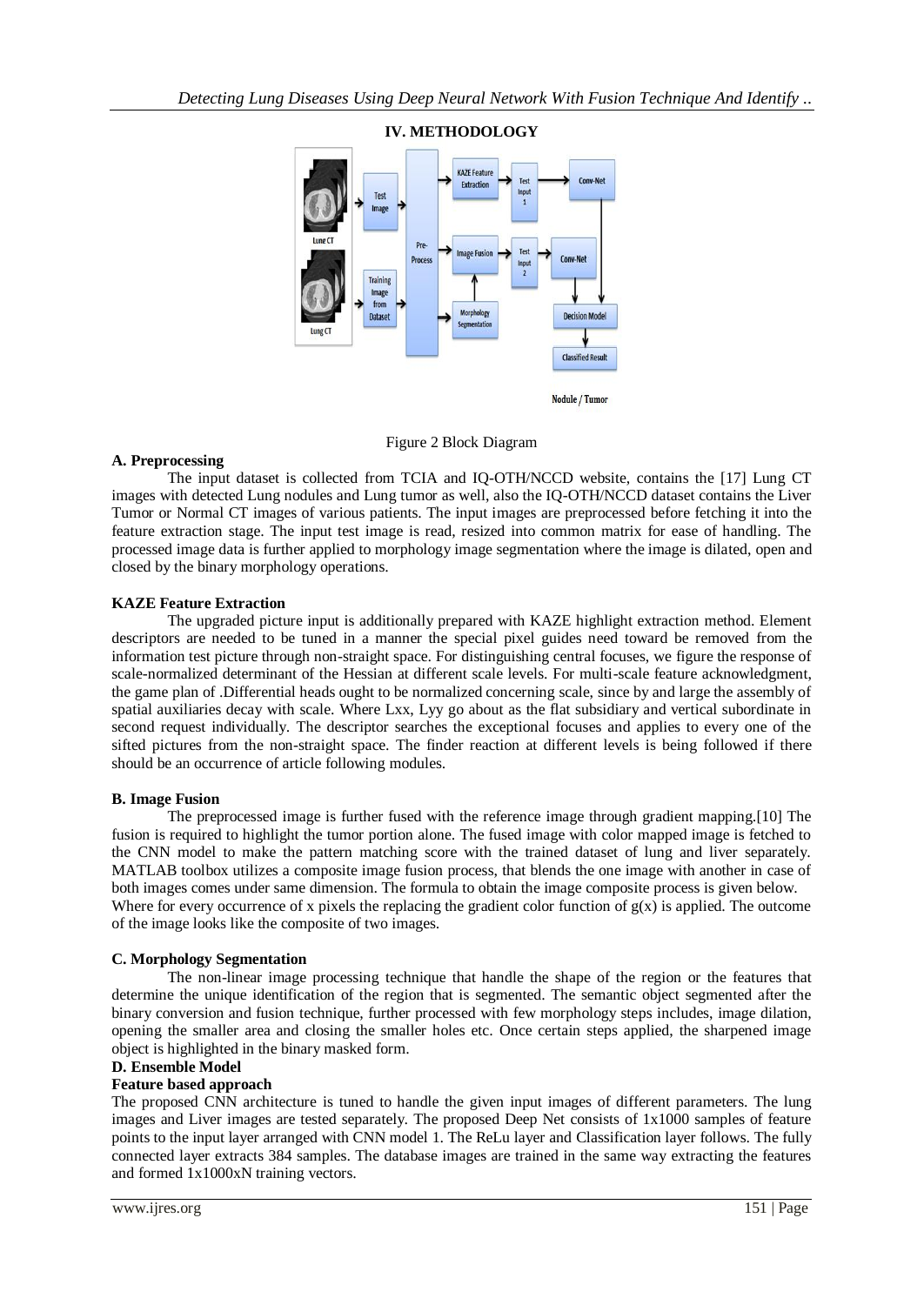## IV. METHODOLOGY

Figure 2 Block Diagram

### A. Preprocessing

The input dataset is collected from TCIA and IQ-OTH/NCCD website, contains the [17] Lung CT images with detected Lung nodules and Lung tumor as well, also the IQ-OTH/NCCD dataset contains the Liver Tumor or Normal CT images of various patients. The input images are preprocessed before fetching it into the feature extraction stage. The input test image is read, resized into common matrix for ease of handling. The processed image data is further applied to morphology image segmentation where the image is dilated, open and closed by the binary morphology operations.

### KAZE Feature Extraction

The upgraded picture input is additionally prepared with KAZE highlight extraction method. Element descriptors are needed to be tuned in a manner the special pixel guides need toward be removed from the information test picture through non-straight space. For distinguishing central focuses, we figure the response of scale-normalized determinant of the Hessian at different scale levels. For multi-scale feature acknowledgment, the game plan of .Differential heads ought to be normalized concerning scale, since by and large the assembly of spatial auxiliaries decay with scale. Where Lxx, Lyy go about as the flat subsidiary and vertical subordinate in second request individually. The descriptor searches the exceptional focuses and applies to every one of the sifted pictures from the non-straight space. The finder reaction at different levels is being followed if there should be an occurrence of article following modules.

### B. Image Fusion

The preprocessed image is further fused with the reference image through gradient mapping.[10] The fusion is required to highlight the tumor portion alone. The fused image with color mapped image is fetched to the CNN model to make the pattern matching score with the trained dataset of lung and liver separately. MATLAB toolbox utilizes a composite image fusion process, that blends the one image with another in case of both images comes under same dimension. The formula to obtain the image composite process is given below.
Where for every occurrence of x pixels the replacing the gradient color function of g(x) is applied. The outcome of the image looks like the composite of two images.

### C. Morphology Segmentation

The non-linear image processing technique that handle the shape of the region or the features that determine the unique identification of the region that is segmented. The semantic object segmented after the binary conversion and fusion technique, further processed with few morphology steps includes, image dilation, opening the smaller area and closing the smaller holes etc. Once certain steps applied, the sharpened image object is highlighted in the binary masked form.

### D. Ensemble Model

**Feature based approach**

The proposed CNN architecture is tuned to handle the given input images of different parameters. The lung images and Liver images are tested separately. The proposed Deep Net consists of 1x1000 samples of feature points to the input layer arranged with CNN model 1. The ReLu layer and Classification layer follows. The fully connected layer extracts 384 samples. The database images are trained in the same way extracting the features and formed 1x1000xN training vectors.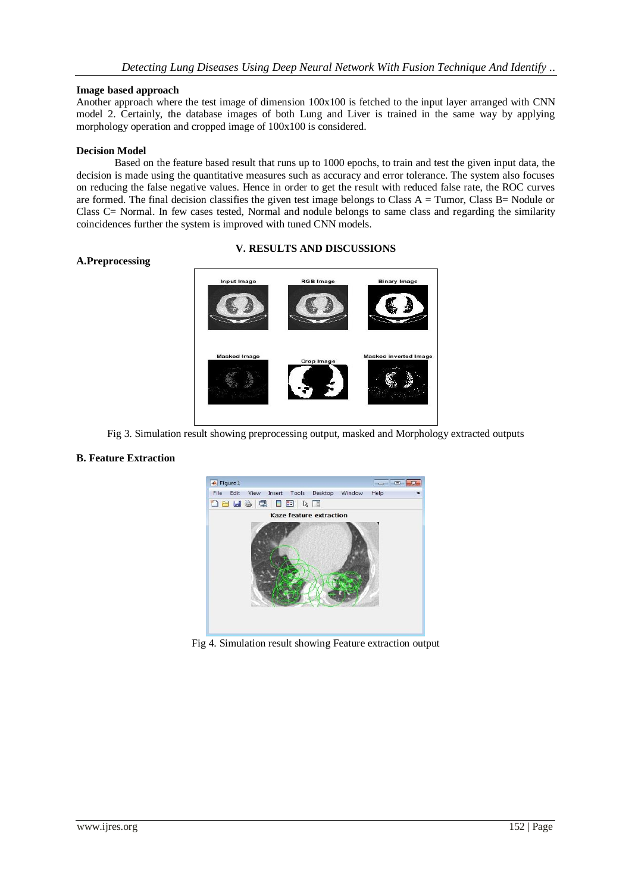**Image based approach**

Another approach where the test image of dimension 100x100 is fetched to the input layer arranged with CNN model 2. Certainly, the database images of both Lung and Liver is trained in the same way by applying morphology operation and cropped image of 100x100 is considered.

**Decision Model**

Based on the feature based result that runs up to 1000 epochs, to train and test the given input data, the decision is made using the quantitative measures such as accuracy and error tolerance. The system also focuses on reducing the false negative values. Hence in order to get the result with reduced false rate, the ROC curves are formed. The final decision classifies the given test image belongs to Class A = Tumor, Class B= Nodule or Class C= Normal. In few cases tested, Normal and nodule belongs to same class and regarding the similarity coincidences further the system is improved with tuned CNN models.

## V. RESULTS AND DISCUSSIONS

### A.Preprocessing

Fig 3. Simulation result showing preprocessing output, masked and Morphology extracted outputs

### B. Feature Extraction

Fig 4. Simulation result showing Feature extraction output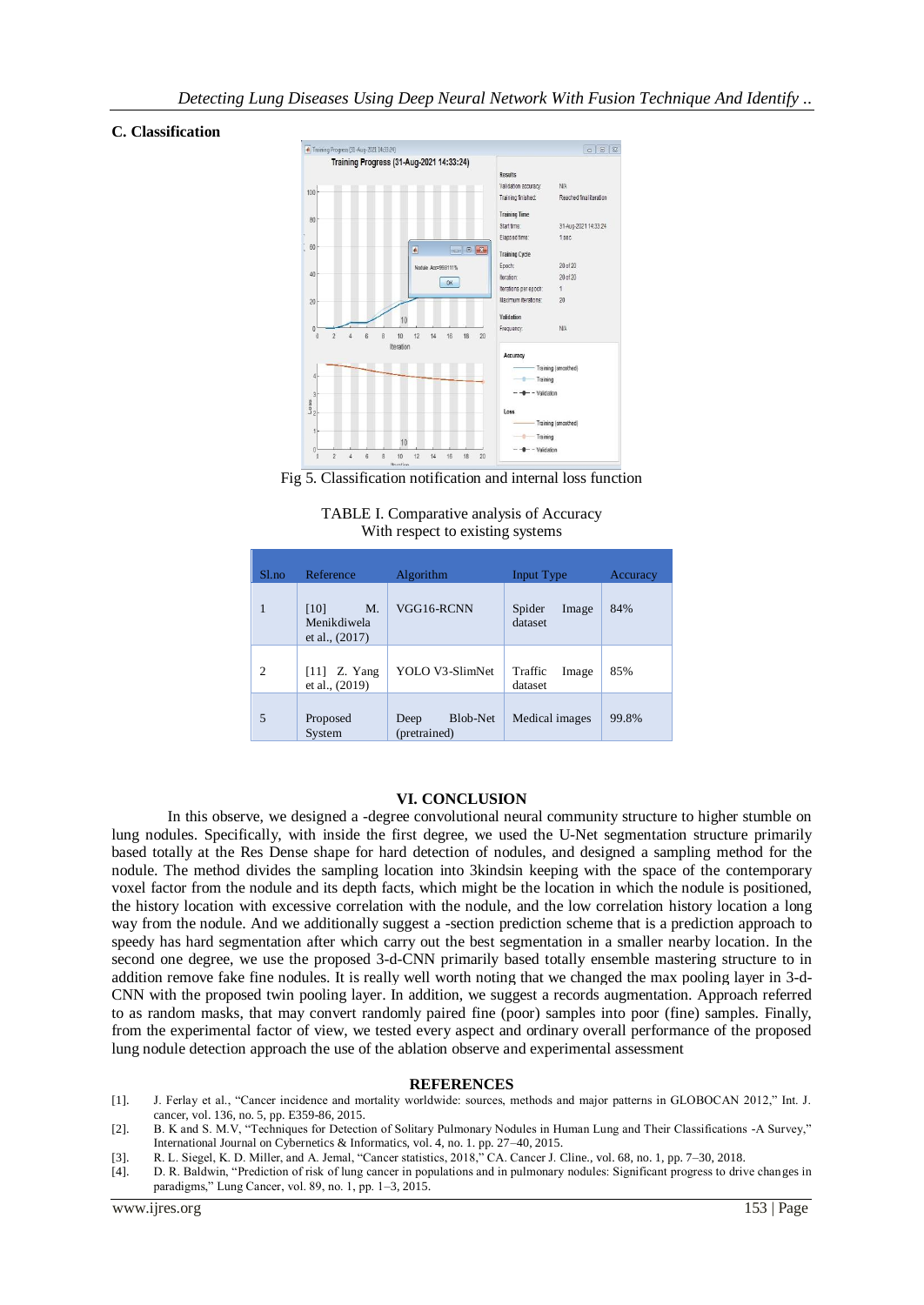### C. Classification

Fig 5. Classification notification and internal loss function

TABLE I. Comparative analysis of Accuracy
With respect to existing systems

| Sl.no | Reference | Algorithm | Input Type | Accuracy |
|---|---|---|---|---|
| 1 | [10] M. Menikdiwela et al., (2017) | VGG16-RCNN | Spider Image dataset | 84% |
| 2 | [11] Z. Yang et al., (2019) | YOLO V3-SlimNet | Traffic Image dataset | 85% |
| 5 | Proposed System | Deep Blob-Net (pretrained) | Medical images | 99.8% |

## VI. CONCLUSION

In this observe, we designed a -degree convolutional neural community structure to higher stumble on lung nodules. Specifically, with inside the first degree, we used the U-Net segmentation structure primarily based totally at the Res Dense shape for hard detection of nodules, and designed a sampling method for the nodule. The method divides the sampling location into 3kindsin keeping with the space of the contemporary voxel factor from the nodule and its depth facts, which might be the location in which the nodule is positioned, the history location with excessive correlation with the nodule, and the low correlation history location a long way from the nodule. And we additionally suggest a -section prediction scheme that is a prediction approach to speedy has hard segmentation after which carry out the best segmentation in a smaller nearby location. In the second one degree, we use the proposed 3-d-CNN primarily based totally ensemble mastering structure to in addition remove fake fine nodules. It is really well worth noting that we changed the max pooling layer in 3-d-CNN with the proposed twin pooling layer. In addition, we suggest a records augmentation. Approach referred to as random masks, that may convert randomly paired fine (poor) samples into poor (fine) samples. Finally, from the experimental factor of view, we tested every aspect and ordinary overall performance of the proposed lung nodule detection approach the use of the ablation observe and experimental assessment

## REFERENCES

[1]. J. Ferlay et al., "Cancer incidence and mortality worldwide: sources, methods and major patterns in GLOBOCAN 2012," Int. J. cancer, vol. 136, no. 5, pp. E359-86, 2015.

[2]. B. K and S. M.V, "Techniques for Detection of Solitary Pulmonary Nodules in Human Lung and Their Classifications -A Survey," International Journal on Cybernetics & Informatics, vol. 4, no. 1. pp. 27–40, 2015.

[3]. R. L. Siegel, K. D. Miller, and A. Jemal, "Cancer statistics, 2018," CA. Cancer J. Cline., vol. 68, no. 1, pp. 7–30, 2018.

[4]. D. R. Baldwin, "Prediction of risk of lung cancer in populations and in pulmonary nodules: Significant progress to drive changes in paradigms," Lung Cancer, vol. 89, no. 1, pp. 1–3, 2015.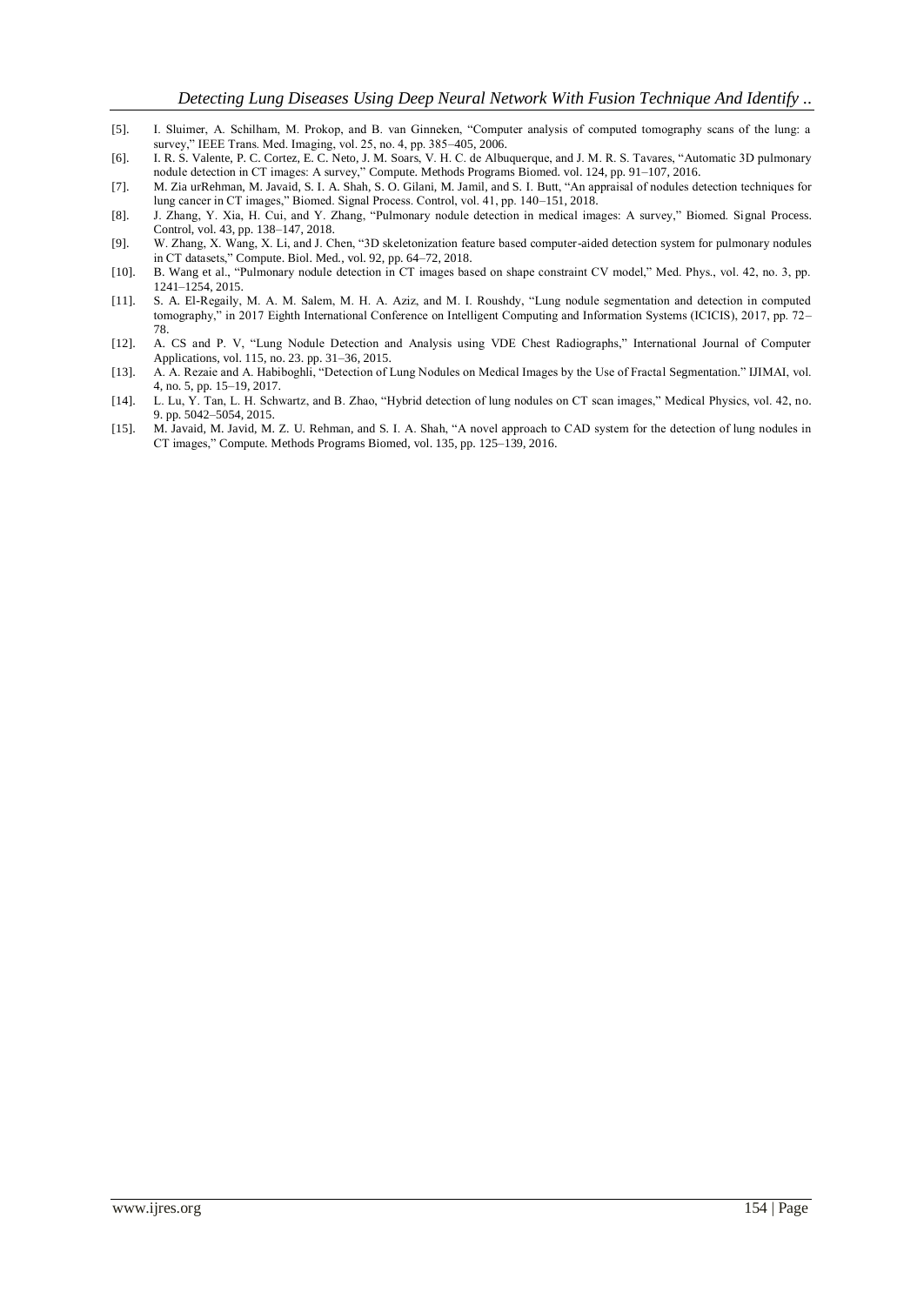[5]. I. Sluimer, A. Schilham, M. Prokop, and B. van Ginneken, "Computer analysis of computed tomography scans of the lung: a survey," IEEE Trans. Med. Imaging, vol. 25, no. 4, pp. 385–405, 2006.

[6]. I. R. S. Valente, P. C. Cortez, E. C. Neto, J. M. Soars, V. H. C. de Albuquerque, and J. M. R. S. Tavares, "Automatic 3D pulmonary nodule detection in CT images: A survey," Compute. Methods Programs Biomed. vol. 124, pp. 91–107, 2016.

[7]. M. Zia urRehman, M. Javaid, S. I. A. Shah, S. O. Gilani, M. Jamil, and S. I. Butt, "An appraisal of nodules detection techniques for lung cancer in CT images," Biomed. Signal Process. Control, vol. 41, pp. 140–151, 2018.

[8]. J. Zhang, Y. Xia, H. Cui, and Y. Zhang, "Pulmonary nodule detection in medical images: A survey," Biomed. Signal Process. Control, vol. 43, pp. 138–147, 2018.

[9]. W. Zhang, X. Wang, X. Li, and J. Chen, "3D skeletonization feature based computer-aided detection system for pulmonary nodules in CT datasets," Compute. Biol. Med., vol. 92, pp. 64–72, 2018.

[10]. B. Wang et al., "Pulmonary nodule detection in CT images based on shape constraint CV model," Med. Phys., vol. 42, no. 3, pp. 1241–1254, 2015.

[11]. S. A. El-Regaily, M. A. M. Salem, M. H. A. Aziz, and M. I. Roushdy, "Lung nodule segmentation and detection in computed tomography," in 2017 Eighth International Conference on Intelligent Computing and Information Systems (ICICIS), 2017, pp. 72–78.

[12]. A. CS and P. V, "Lung Nodule Detection and Analysis using VDE Chest Radiographs," International Journal of Computer Applications, vol. 115, no. 23. pp. 31–36, 2015.

[13]. A. A. Rezaie and A. Habiboghli, "Detection of Lung Nodules on Medical Images by the Use of Fractal Segmentation." IJIMAI, vol. 4, no. 5, pp. 15–19, 2017.

[14]. L. Lu, Y. Tan, L. H. Schwartz, and B. Zhao, "Hybrid detection of lung nodules on CT scan images," Medical Physics, vol. 42, no. 9. pp. 5042–5054, 2015.

[15]. M. Javaid, M. Javid, M. Z. U. Rehman, and S. I. A. Shah, "A novel approach to CAD system for the detection of lung nodules in CT images," Compute. Methods Programs Biomed, vol. 135, pp. 125–139, 2016.